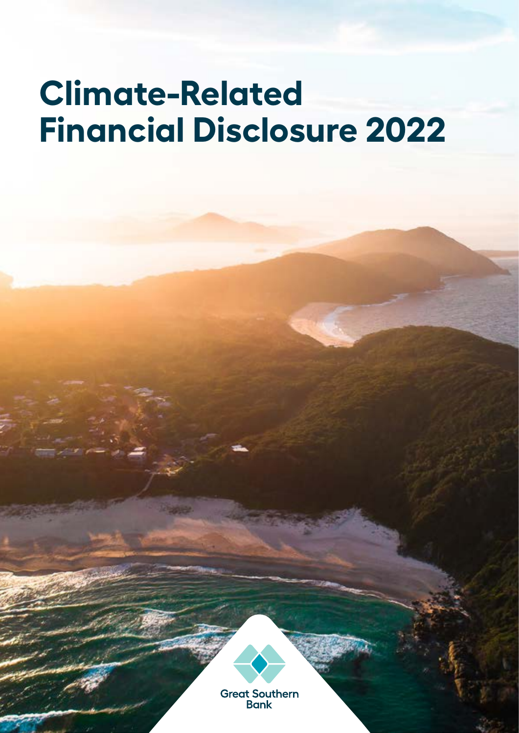# Climate-Related Financial Disclosure 2022

Great Southern Bank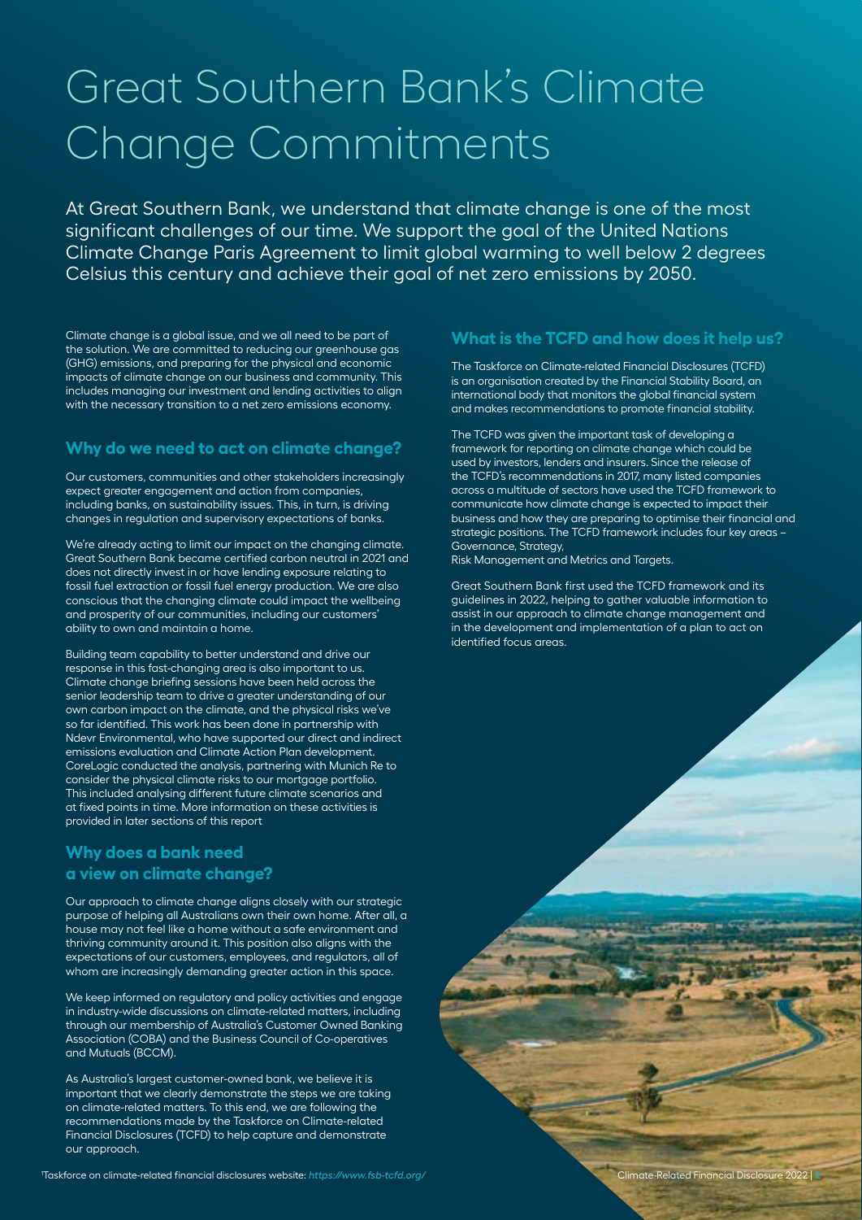# Great Southern Bank's Climate Change Commitments

At Great Southern Bank, we understand that climate change is one of the most significant challenges of our time. We support the goal of the United Nations Climate Change Paris Agreement to limit global warming to well below 2 degrees Celsius this century and achieve their goal of net zero emissions by 2050.

Climate change is a global issue, and we all need to be part of the solution. We are committed to reducing our greenhouse gas (GHG) emissions, and preparing for the physical and economic impacts of climate change on our business and community. This includes managing our investment and lending activities to align with the necessary transition to a net zero emissions economy.

## Why do we need to act on climate change?

Our customers, communities and other stakeholders increasingly expect greater engagement and action from companies, including banks, on sustainability issues. This, in turn, is driving changes in regulation and supervisory expectations of banks.

We're already acting to limit our impact on the changing climate. Great Southern Bank became certified carbon neutral in 2021 and does not directly invest in or have lending exposure relating to fossil fuel extraction or fossil fuel energy production. We are also conscious that the changing climate could impact the wellbeing and prosperity of our communities, including our customers' ability to own and maintain a home.

Building team capability to better understand and drive our response in this fast-changing area is also important to us. Climate change briefing sessions have been held across the senior leadership team to drive a greater understanding of our own carbon impact on the climate, and the physical risks we've so far identified. This work has been done in partnership with Ndevr Environmental, who have supported our direct and indirect emissions evaluation and Climate Action Plan development. CoreLogic conducted the analysis, partnering with Munich Re to consider the physical climate risks to our mortgage portfolio. This included analysing different future climate scenarios and at fixed points in time. More information on these activities is provided in later sections of this report

## Why does a bank need a view on climate change?

Our approach to climate change aligns closely with our strategic purpose of helping all Australians own their own home. After all, a house may not feel like a home without a safe environment and thriving community around it. This position also aligns with the expectations of our customers, employees, and regulators, all of whom are increasingly demanding greater action in this space.

We keep informed on regulatory and policy activities and engage in industry-wide discussions on climate-related matters, including through our membership of Australia's Customer Owned Banking Association (COBA) and the Business Council of Co-operatives and Mutuals (BCCM).

As Australia's largest customer-owned bank, we believe it is important that we clearly demonstrate the steps we are taking on climate-related matters. To this end, we are following the recommendations made by the Taskforce on Climate-related Financial Disclosures (TCFD) to help capture and demonstrate our approach.

## What is the TCFD and how does it help us?

The Taskforce on Climate-related Financial Disclosures (TCFD) is an organisation created by the Financial Stability Board, an international body that monitors the global financial system and makes recommendations to promote financial stability.

The TCFD was given the important task of developing a framework for reporting on climate change which could be used by investors, lenders and insurers. Since the release of the TCFD's recommendations in 2017, many listed companies across a multitude of sectors have used the TCFD framework to communicate how climate change is expected to impact their business and how they are preparing to optimise their financial and strategic positions. The TCFD framework includes four key areas – Governance, Strategy, Risk Management and Metrics and Targets.

Great Southern Bank first used the TCFD framework and its guidelines in 2022, helping to gather valuable information to assist in our approach to climate change management and in the development and implementation of a plan to act on identified focus areas.

[1]Taskforce on climate-related financial disclosures website: *https://www.fsb-tcfd.org/*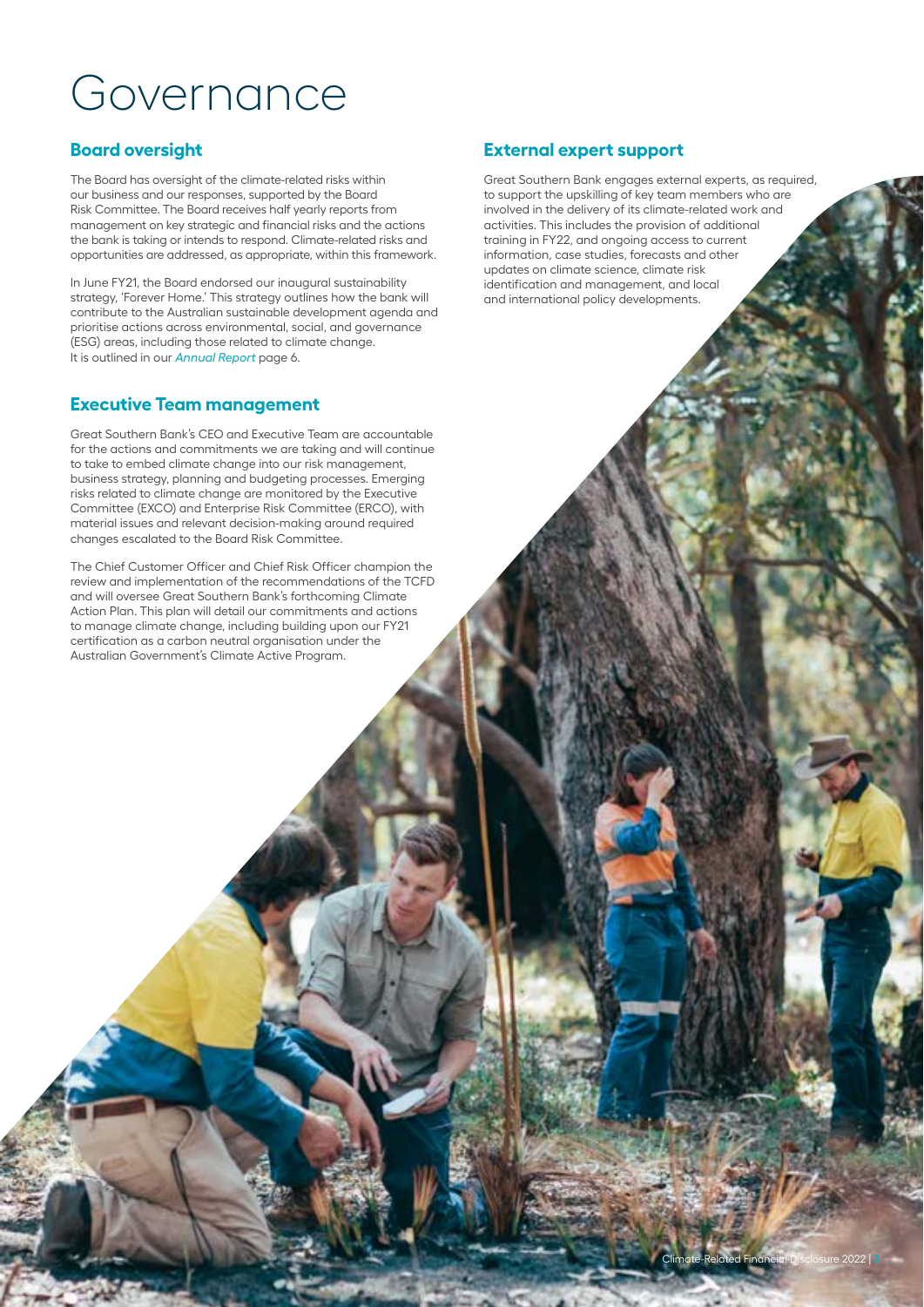# Governance

## Board oversight

The Board has oversight of the climate-related risks within our business and our responses, supported by the Board Risk Committee. The Board receives half yearly reports from management on key strategic and financial risks and the actions the bank is taking or intends to respond. Climate-related risks and opportunities are addressed, as appropriate, within this framework.

In June FY21, the Board endorsed our inaugural sustainability strategy, 'Forever Home.' This strategy outlines how the bank will contribute to the Australian sustainable development agenda and prioritise actions across environmental, social, and governance (ESG) areas, including those related to climate change. It is outlined in our *Annual Report* page 6.

## Executive Team management

Great Southern Bank's CEO and Executive Team are accountable for the actions and commitments we are taking and will continue to take to embed climate change into our risk management, business strategy, planning and budgeting processes. Emerging risks related to climate change are monitored by the Executive Committee (EXCO) and Enterprise Risk Committee (ERCO), with material issues and relevant decision-making around required changes escalated to the Board Risk Committee.

The Chief Customer Officer and Chief Risk Officer champion the review and implementation of the recommendations of the TCFD and will oversee Great Southern Bank's forthcoming Climate Action Plan. This plan will detail our commitments and actions to manage climate change, including building upon our FY21 certification as a carbon neutral organisation under the Australian Government's Climate Active Program.

## External expert support

Great Southern Bank engages external experts, as required, to support the upskilling of key team members who are involved in the delivery of its climate-related work and activities. This includes the provision of additional training in FY22, and ongoing access to current information, case studies, forecasts and other updates on climate science, climate risk identification and management, and local and international policy developments.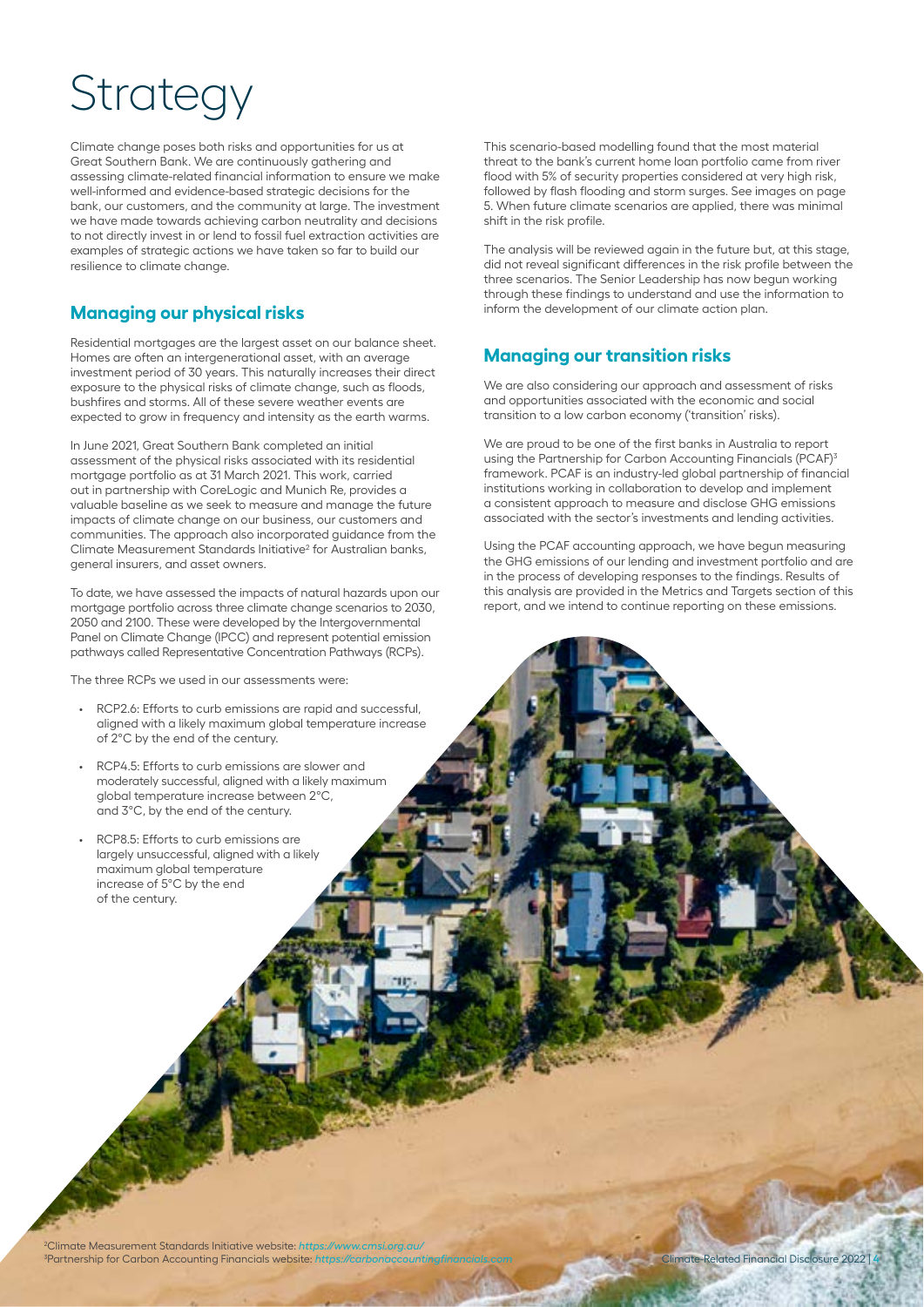# Strategy

Climate change poses both risks and opportunities for us at Great Southern Bank. We are continuously gathering and assessing climate-related financial information to ensure we make well-informed and evidence-based strategic decisions for the bank, our customers, and the community at large. The investment we have made towards achieving carbon neutrality and decisions to not directly invest in or lend to fossil fuel extraction activities are examples of strategic actions we have taken so far to build our resilience to climate change.

## Managing our physical risks

Residential mortgages are the largest asset on our balance sheet. Homes are often an intergenerational asset, with an average investment period of 30 years. This naturally increases their direct exposure to the physical risks of climate change, such as floods, bushfires and storms. All of these severe weather events are expected to grow in frequency and intensity as the earth warms.

In June 2021, Great Southern Bank completed an initial assessment of the physical risks associated with its residential mortgage portfolio as at 31 March 2021. This work, carried out in partnership with CoreLogic and Munich Re, provides a valuable baseline as we seek to measure and manage the future impacts of climate change on our business, our customers and communities. The approach also incorporated guidance from the Climate Measurement Standards Initiative[2] for Australian banks, general insurers, and asset owners.

To date, we have assessed the impacts of natural hazards upon our mortgage portfolio across three climate change scenarios to 2030, 2050 and 2100. These were developed by the Intergovernmental Panel on Climate Change (IPCC) and represent potential emission pathways called Representative Concentration Pathways (RCPs).

The three RCPs we used in our assessments were:

- RCP2.6: Efforts to curb emissions are rapid and successful, aligned with a likely maximum global temperature increase of 2°C by the end of the century.
- RCP4.5: Efforts to curb emissions are slower and moderately successful, aligned with a likely maximum global temperature increase between 2°C, and 3°C, by the end of the century.
- RCP8.5: Efforts to curb emissions are largely unsuccessful, aligned with a likely maximum global temperature increase of 5°C by the end of the century.

This scenario-based modelling found that the most material threat to the bank's current home loan portfolio came from river flood with 5% of security properties considered at very high risk, followed by flash flooding and storm surges. See images on page 5. When future climate scenarios are applied, there was minimal shift in the risk profile.

The analysis will be reviewed again in the future but, at this stage, did not reveal significant differences in the risk profile between the three scenarios. The Senior Leadership has now begun working through these findings to understand and use the information to inform the development of our climate action plan.

## Managing our transition risks

We are also considering our approach and assessment of risks and opportunities associated with the economic and social transition to a low carbon economy ('transition' risks).

We are proud to be one of the first banks in Australia to report using the Partnership for Carbon Accounting Financials (PCAF)[3] framework. PCAF is an industry-led global partnership of financial institutions working in collaboration to develop and implement a consistent approach to measure and disclose GHG emissions associated with the sector's investments and lending activities.

Using the PCAF accounting approach, we have begun measuring the GHG emissions of our lending and investment portfolio and are in the process of developing responses to the findings. Results of this analysis are provided in the Metrics and Targets section of this report, and we intend to continue reporting on these emissions.

[2]Climate Measurement Standards Initiative website: *https://www.cmsi.org.au/*
[3]Partnership for Carbon Accounting Financials website: *https://carbonaccountingfinancials.com*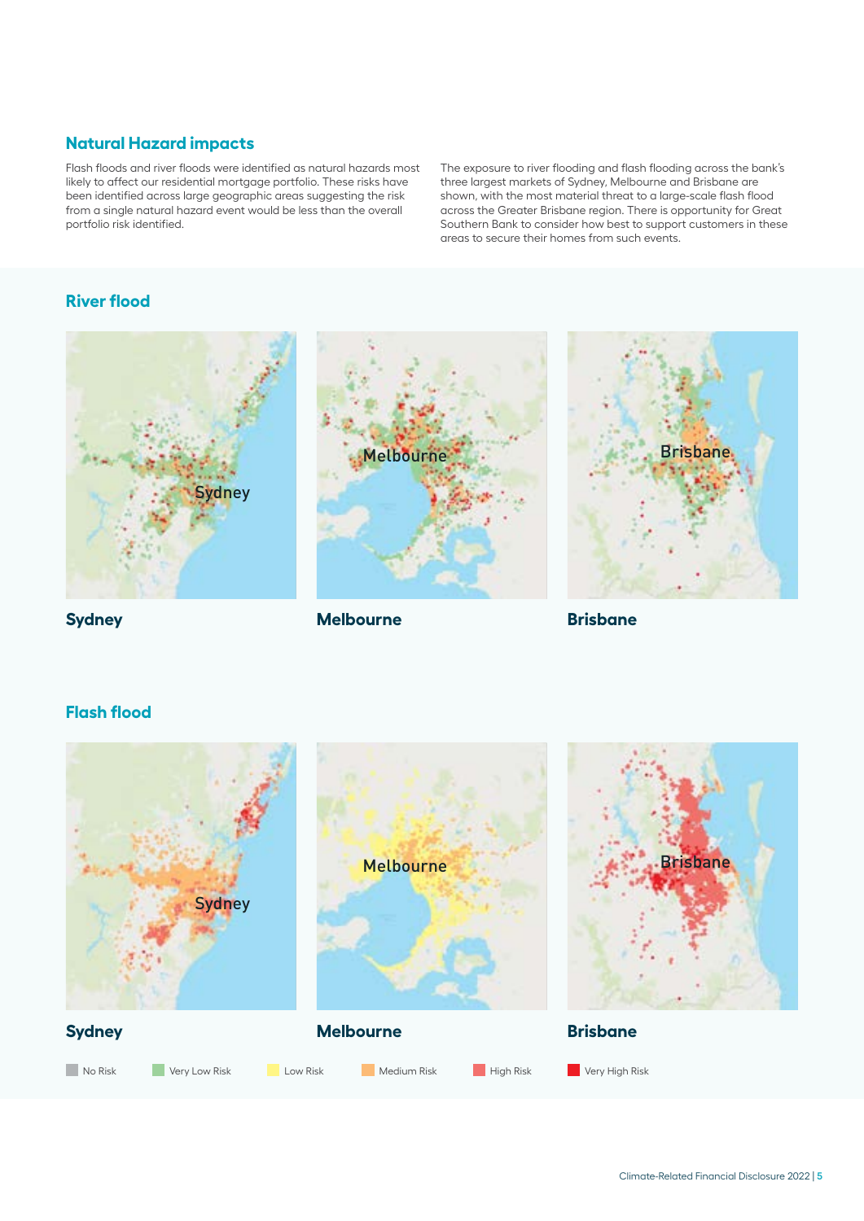## Natural Hazard impacts

Flash floods and river floods were identified as natural hazards most likely to affect our residential mortgage portfolio. These risks have been identified across large geographic areas suggesting the risk from a single natural hazard event would be less than the overall portfolio risk identified.

The exposure to river flooding and flash flooding across the bank's three largest markets of Sydney, Melbourne and Brisbane are shown, with the most material threat to a large-scale flash flood across the Greater Brisbane region. There is opportunity for Great Southern Bank to consider how best to support customers in these areas to secure their homes from such events.

### River flood

**Sydney**

**Melbourne**

**Brisbane**

### Flash flood

**Sydney**

**Melbourne**

**Brisbane**

No Risk | Very Low Risk | Low Risk | Medium Risk | High Risk | Very High Risk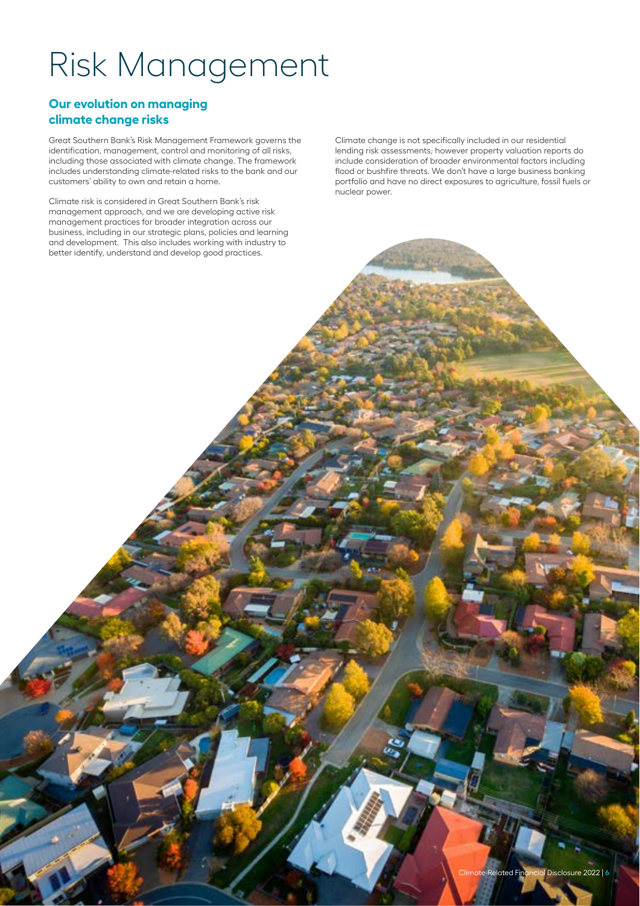# Risk Management

## Our evolution on managing climate change risks

Great Southern Bank's Risk Management Framework governs the identification, management, control and monitoring of all risks, including those associated with climate change. The framework includes understanding climate-related risks to the bank and our customers' ability to own and retain a home.

Climate risk is considered in Great Southern Bank's risk management approach, and we are developing active risk management practices for broader integration across our business, including in our strategic plans, policies and learning and development. This also includes working with industry to better identify, understand and develop good practices.

Climate change is not specifically included in our residential lending risk assessments; however property valuation reports do include consideration of broader environmental factors including flood or bushfire threats. We don't have a large business banking portfolio and have no direct exposures to agriculture, fossil fuels or nuclear power.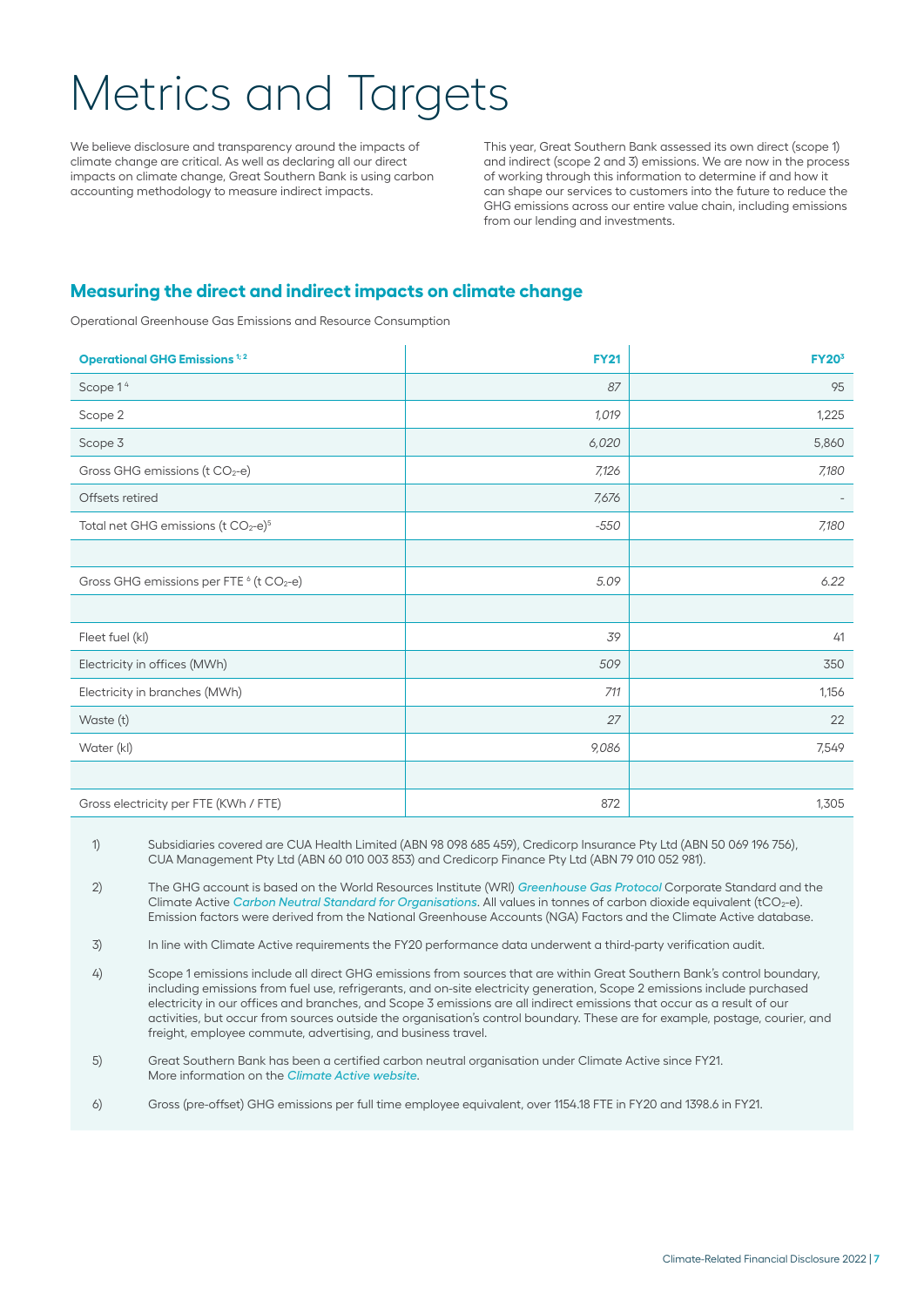# Metrics and Targets

We believe disclosure and transparency around the impacts of climate change are critical. As well as declaring all our direct impacts on climate change, Great Southern Bank is using carbon accounting methodology to measure indirect impacts.

This year, Great Southern Bank assessed its own direct (scope 1) and indirect (scope 2 and 3) emissions. We are now in the process of working through this information to determine if and how it can shape our services to customers into the future to reduce the GHG emissions across our entire value chain, including emissions from our lending and investments.

## Measuring the direct and indirect impacts on climate change

Operational Greenhouse Gas Emissions and Resource Consumption

| Operational GHG Emissions [1; 2] | FY21 | FY20[3] |
|---|---|---|
| Scope 1 [4] | 87 | 95 |
| Scope 2 | 1,019 | 1,225 |
| Scope 3 | 6,020 | 5,860 |
| Gross GHG emissions (t $CO_2$-e) | 7,126 | 7,180 |
| Offsets retired | 7,676 | - |
| Total net GHG emissions (t $CO_2$-e)[5] | -550 | 7,180 |
| | | |
| Gross GHG emissions per FTE [6] (t $CO_2$-e) | 5.09 | 6.22 |
| | | |
| Fleet fuel (kl) | 39 | 41 |
| Electricity in offices (MWh) | 509 | 350 |
| Electricity in branches (MWh) | 711 | 1,156 |
| Waste (t) | 27 | 22 |
| Water (kl) | 9,086 | 7,549 |
| | | |
| Gross electricity per FTE (KWh / FTE) | 872 | 1,305 |

1) Subsidiaries covered are CUA Health Limited (ABN 98 098 685 459), Credicorp Insurance Pty Ltd (ABN 50 069 196 756), CUA Management Pty Ltd (ABN 60 010 003 853) and Credicorp Finance Pty Ltd (ABN 79 010 052 981).

2) The GHG account is based on the World Resources Institute (WRI) *Greenhouse Gas Protocol* Corporate Standard and the Climate Active *Carbon Neutral Standard for Organisations*. All values in tonnes of carbon dioxide equivalent ($tCO_2$-e). Emission factors were derived from the National Greenhouse Accounts (NGA) Factors and the Climate Active database.

3) In line with Climate Active requirements the FY20 performance data underwent a third-party verification audit.

4) Scope 1 emissions include all direct GHG emissions from sources that are within Great Southern Bank's control boundary, including emissions from fuel use, refrigerants, and on-site electricity generation, Scope 2 emissions include purchased electricity in our offices and branches, and Scope 3 emissions are all indirect emissions that occur as a result of our activities, but occur from sources outside the organisation's control boundary. These are for example, postage, courier, and freight, employee commute, advertising, and business travel.

5) Great Southern Bank has been a certified carbon neutral organisation under Climate Active since FY21. More information on the *Climate Active website*.

6) Gross (pre-offset) GHG emissions per full time employee equivalent, over 1154.18 FTE in FY20 and 1398.6 in FY21.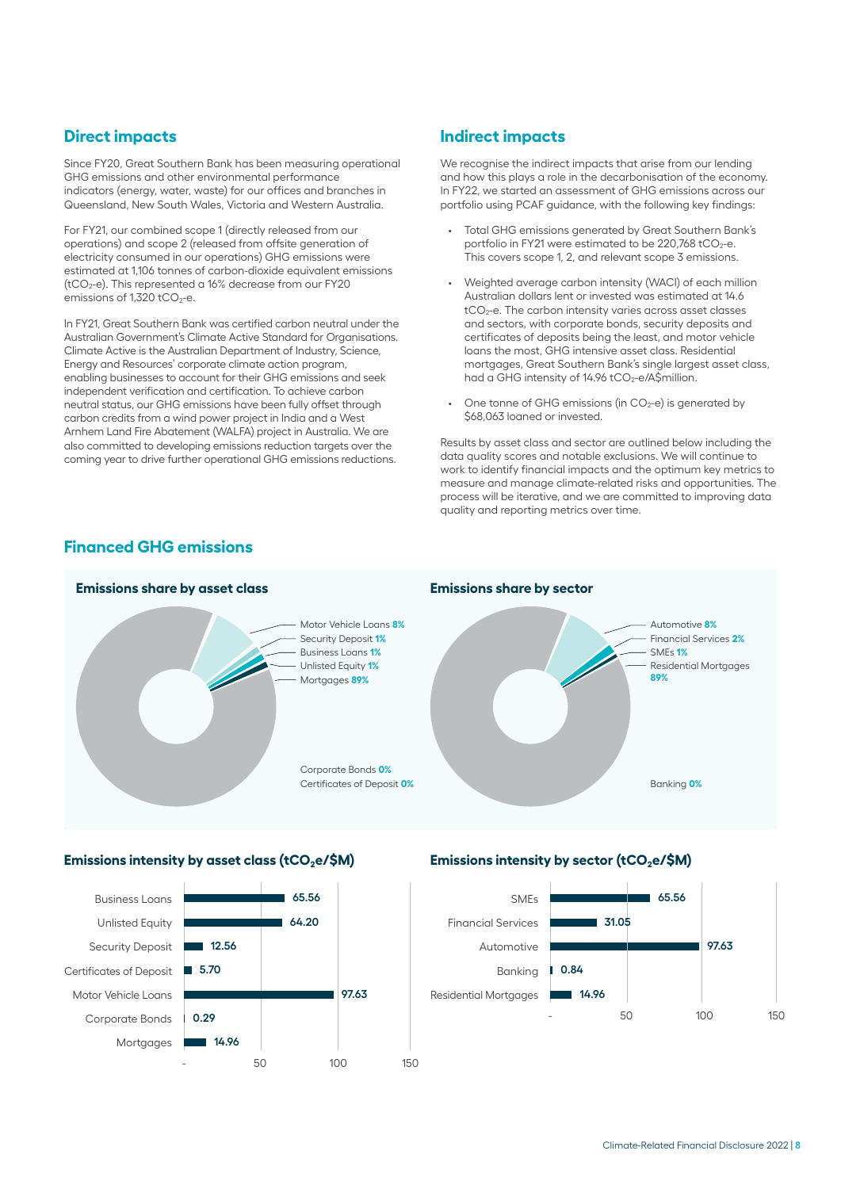## Direct impacts

Since FY20, Great Southern Bank has been measuring operational GHG emissions and other environmental performance indicators (energy, water, waste) for our offices and branches in Queensland, New South Wales, Victoria and Western Australia.

For FY21, our combined scope 1 (directly released from our operations) and scope 2 (released from offsite generation of electricity consumed in our operations) GHG emissions were estimated at 1,106 tonnes of carbon-dioxide equivalent emissions ($tCO_2$-e). This represented a 16% decrease from our FY20 emissions of 1,320 $tCO_2$-e.

In FY21, Great Southern Bank was certified carbon neutral under the Australian Government's Climate Active Standard for Organisations. Climate Active is the Australian Department of Industry, Science, Energy and Resources' corporate climate action program, enabling businesses to account for their GHG emissions and seek independent verification and certification. To achieve carbon neutral status, our GHG emissions have been fully offset through carbon credits from a wind power project in India and a West Arnhem Land Fire Abatement (WALFA) project in Australia. We are also committed to developing emissions reduction targets over the coming year to drive further operational GHG emissions reductions.

## Indirect impacts

We recognise the indirect impacts that arise from our lending and how this plays a role in the decarbonisation of the economy. In FY22, we started an assessment of GHG emissions across our portfolio using PCAF guidance, with the following key findings:

- Total GHG emissions generated by Great Southern Bank's portfolio in FY21 were estimated to be 220,768 $tCO_2$-e. This covers scope 1, 2, and relevant scope 3 emissions.
- Weighted average carbon intensity (WACI) of each million Australian dollars lent or invested was estimated at 14.6 $tCO_2$-e. The carbon intensity varies across asset classes and sectors, with corporate bonds, security deposits and certificates of deposits being the least, and motor vehicle loans the most, GHG intensive asset class. Residential mortgages, Great Southern Bank's single largest asset class, had a GHG intensity of 14.96 $tCO_2$-e/A$million.
- One tonne of GHG emissions (in $CO_2$-e) is generated by $68,063 loaned or invested.

Results by asset class and sector are outlined below including the data quality scores and notable exclusions. We will continue to work to identify financial impacts and the optimum key metrics to measure and manage climate-related risks and opportunities. The process will be iterative, and we are committed to improving data quality and reporting metrics over time.

## Financed GHG emissions

### Emissions share by asset class

| Asset class | Share |
|---|---|
| Motor Vehicle Loans | 8% |
| Security Deposit | 1% |
| Business Loans | 1% |
| Unlisted Equity | 1% |
| Mortgages | 89% |
| Corporate Bonds | 0% |
| Certificates of Deposit | 0% |

### Emissions share by sector

| Sector | Share |
|---|---|
| Automotive | 8% |
| Financial Services | 2% |
| SMEs | 1% |
| Residential Mortgages | 89% |
| Banking | 0% |

### Emissions intensity by asset class ($tCO_2e/\$M$)

| Asset class | Intensity |
|---|---|
| Business Loans | 65.56 |
| Unlisted Equity | 64.20 |
| Security Deposit | 12.56 |
| Certificates of Deposit | 5.70 |
| Motor Vehicle Loans | 97.63 |
| Corporate Bonds | 0.29 |
| Mortgages | 14.96 |

### Emissions intensity by sector ($tCO_2e/\$M$)

| Sector | Intensity |
|---|---|
| SMEs | 65.56 |
| Financial Services | 31.05 |
| Automotive | 97.63 |
| Banking | 0.84 |
| Residential Mortgages | 14.96 |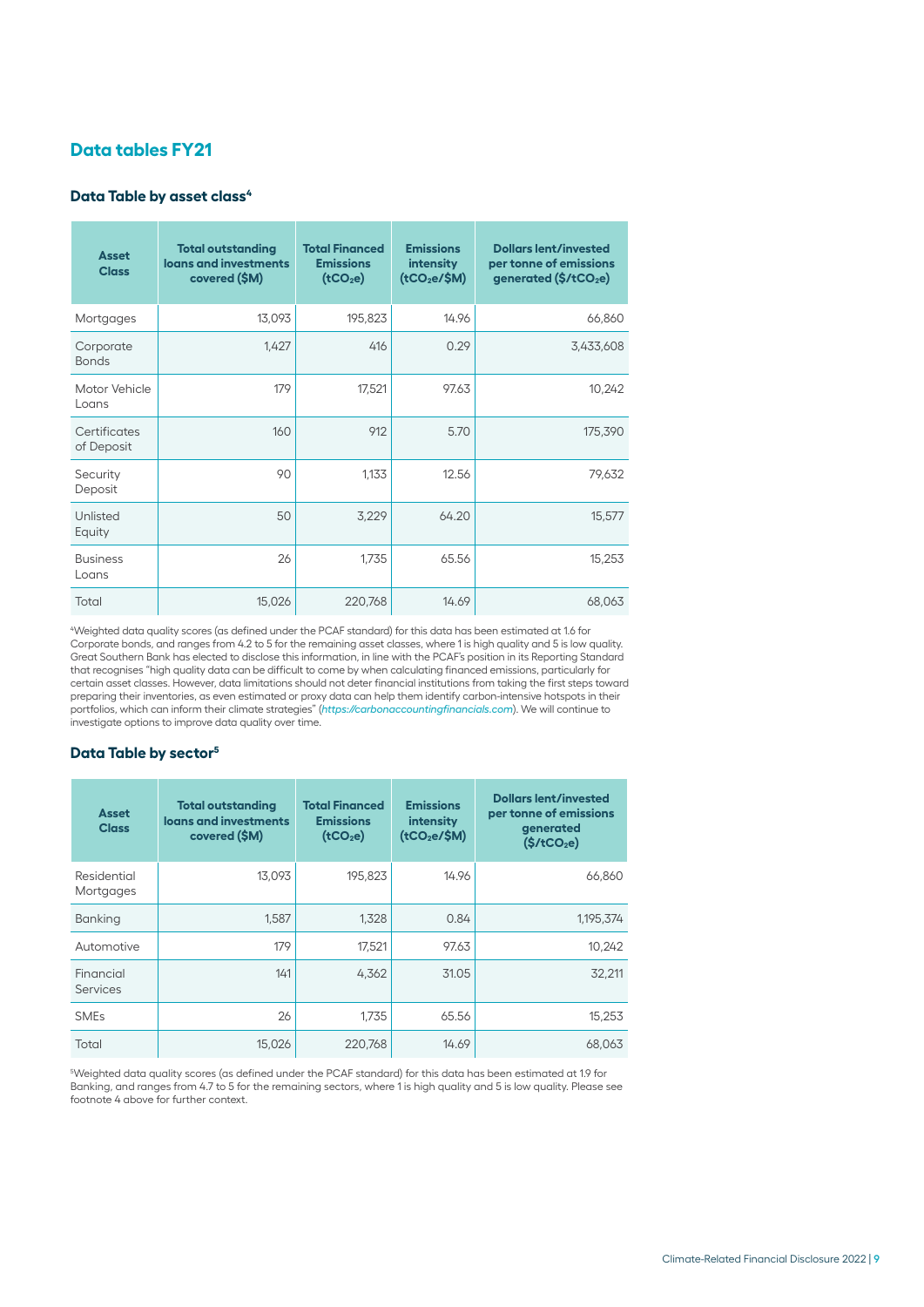## Data tables FY21

### Data Table by asset class[4]

| Asset Class | Total outstanding loans and investments covered ($M) | Total Financed Emissions ($tCO_2e$) | Emissions intensity ($tCO_2e$/$M) | Dollars lent/invested per tonne of emissions generated ($/$tCO_2e$) |
|---|---|---|---|---|
| Mortgages | 13,093 | 195,823 | 14.96 | 66,860 |
| Corporate Bonds | 1,427 | 416 | 0.29 | 3,433,608 |
| Motor Vehicle Loans | 179 | 17,521 | 97.63 | 10,242 |
| Certificates of Deposit | 160 | 912 | 5.70 | 175,390 |
| Security Deposit | 90 | 1,133 | 12.56 | 79,632 |
| Unlisted Equity | 50 | 3,229 | 64.20 | 15,577 |
| Business Loans | 26 | 1,735 | 65.56 | 15,253 |
| Total | 15,026 | 220,768 | 14.69 | 68,063 |

[4]Weighted data quality scores (as defined under the PCAF standard) for this data has been estimated at 1.6 for Corporate bonds, and ranges from 4.2 to 5 for the remaining asset classes, where 1 is high quality and 5 is low quality. Great Southern Bank has elected to disclose this information, in line with the PCAF's position in its Reporting Standard that recognises "high quality data can be difficult to come by when calculating financed emissions, particularly for certain asset classes. However, data limitations should not deter financial institutions from taking the first steps toward preparing their inventories, as even estimated or proxy data can help them identify carbon-intensive hotspots in their portfolios, which can inform their climate strategies" (*https://carbonaccountingfinancials.com*). We will continue to investigate options to improve data quality over time.

### Data Table by sector[5]

| Asset Class | Total outstanding loans and investments covered ($M) | Total Financed Emissions ($tCO_2e$) | Emissions intensity ($tCO_2e$/$M) | Dollars lent/invested per tonne of emissions generated ($/$tCO_2e$) |
|---|---|---|---|---|
| Residential Mortgages | 13,093 | 195,823 | 14.96 | 66,860 |
| Banking | 1,587 | 1,328 | 0.84 | 1,195,374 |
| Automotive | 179 | 17,521 | 97.63 | 10,242 |
| Financial Services | 141 | 4,362 | 31.05 | 32,211 |
| SMEs | 26 | 1,735 | 65.56 | 15,253 |
| Total | 15,026 | 220,768 | 14.69 | 68,063 |

[5]Weighted data quality scores (as defined under the PCAF standard) for this data has been estimated at 1.9 for Banking, and ranges from 4.7 to 5 for the remaining sectors, where 1 is high quality and 5 is low quality. Please see footnote 4 above for further context.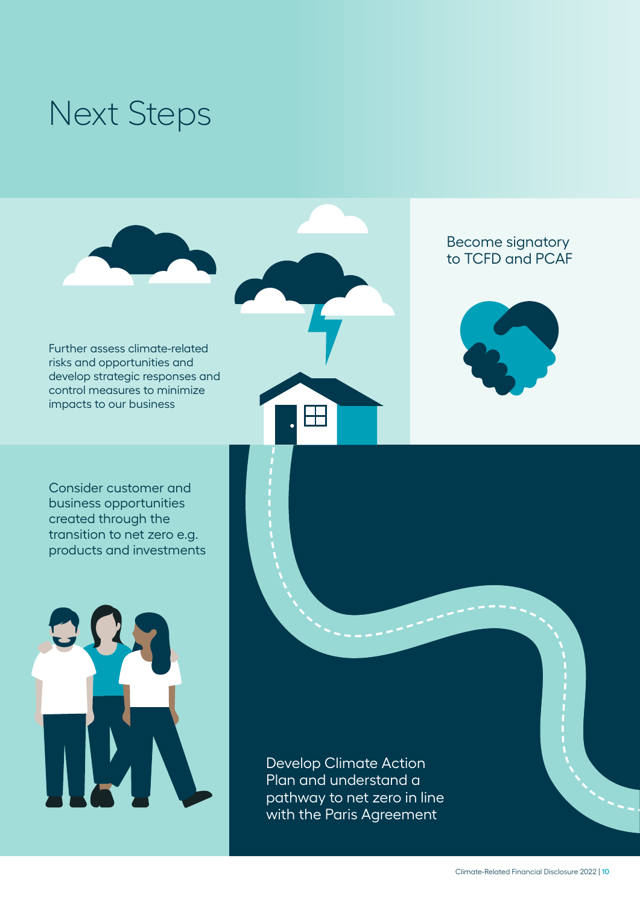# Next Steps

Further assess climate-related risks and opportunities and develop strategic responses and control measures to minimize impacts to our business

Become signatory to TCFD and PCAF

Consider customer and business opportunities created through the transition to net zero e.g. products and investments

Develop Climate Action Plan and understand a pathway to net zero in line with the Paris Agreement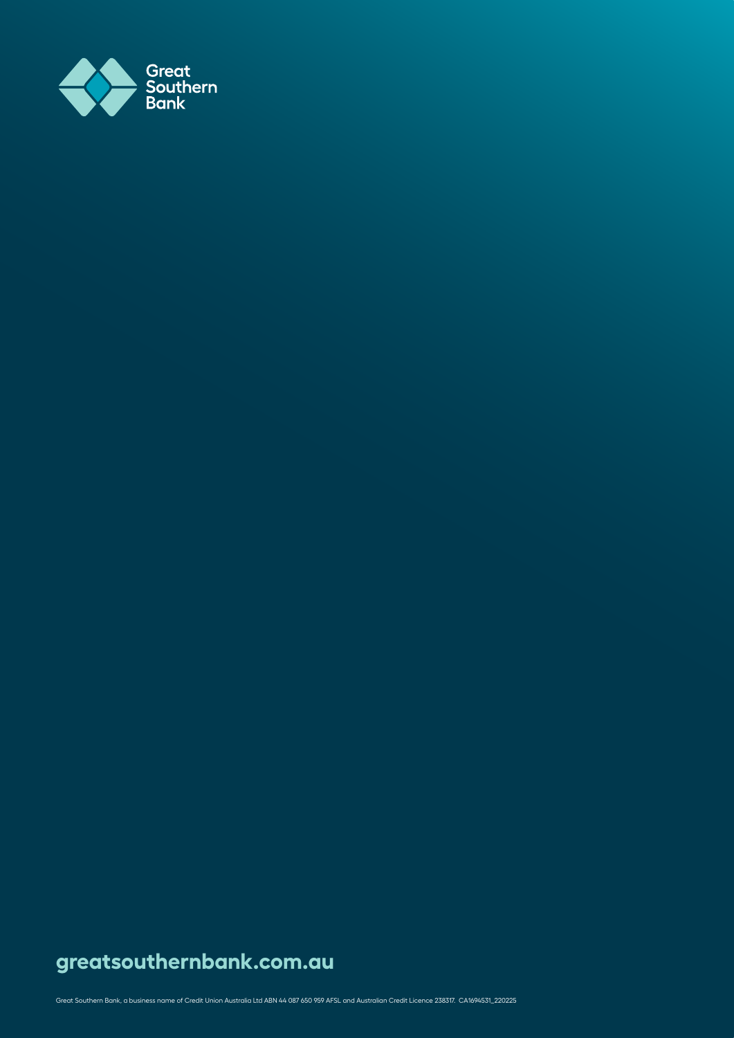Great Southern Bank

**greatsouthernbank.com.au**

Great Southern Bank, a business name of Credit Union Australia Ltd ABN 44 087 650 959 AFSL and Australian Credit Licence 238317. CA1694531_220225